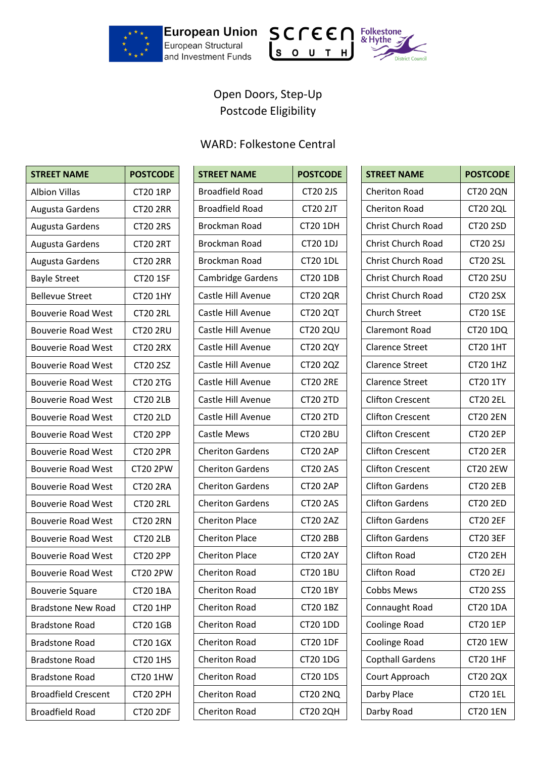European Union European Structural and Investment Funds

Screen South

Folkestone & Hythe District Council

Open Doors, Step-Up
Postcode Eligibility

WARD: Folkestone Central

| STREET NAME | POSTCODE |
|---|---|
| Albion Villas | CT20 1RP |
| Augusta Gardens | CT20 2RR |
| Augusta Gardens | CT20 2RS |
| Augusta Gardens | CT20 2RT |
| Augusta Gardens | CT20 2RR |
| Bayle Street | CT20 1SF |
| Bellevue Street | CT20 1HY |
| Bouverie Road West | CT20 2RL |
| Bouverie Road West | CT20 2RU |
| Bouverie Road West | CT20 2RX |
| Bouverie Road West | CT20 2SZ |
| Bouverie Road West | CT20 2TG |
| Bouverie Road West | CT20 2LB |
| Bouverie Road West | CT20 2LD |
| Bouverie Road West | CT20 2PP |
| Bouverie Road West | CT20 2PR |
| Bouverie Road West | CT20 2PW |
| Bouverie Road West | CT20 2RA |
| Bouverie Road West | CT20 2RL |
| Bouverie Road West | CT20 2RN |
| Bouverie Road West | CT20 2LB |
| Bouverie Road West | CT20 2PP |
| Bouverie Road West | CT20 2PW |
| Bouverie Square | CT20 1BA |
| Bradstone New Road | CT20 1HP |
| Bradstone Road | CT20 1GB |
| Bradstone Road | CT20 1GX |
| Bradstone Road | CT20 1HS |
| Bradstone Road | CT20 1HW |
| Broadfield Crescent | CT20 2PH |
| Broadfield Road | CT20 2DF |
| Broadfield Road | CT20 2JS |
| Broadfield Road | CT20 2JT |
| Brockman Road | CT20 1DH |
| Brockman Road | CT20 1DJ |
| Brockman Road | CT20 1DL |
| Cambridge Gardens | CT20 1DB |
| Castle Hill Avenue | CT20 2QR |
| Castle Hill Avenue | CT20 2QT |
| Castle Hill Avenue | CT20 2QU |
| Castle Hill Avenue | CT20 2QY |
| Castle Hill Avenue | CT20 2QZ |
| Castle Hill Avenue | CT20 2RE |
| Castle Hill Avenue | CT20 2TD |
| Castle Hill Avenue | CT20 2TD |
| Castle Mews | CT20 2BU |
| Cheriton Gardens | CT20 2AP |
| Cheriton Gardens | CT20 2AS |
| Cheriton Gardens | CT20 2AP |
| Cheriton Gardens | CT20 2AS |
| Cheriton Place | CT20 2AZ |
| Cheriton Place | CT20 2BB |
| Cheriton Place | CT20 2AY |
| Cheriton Road | CT20 1BU |
| Cheriton Road | CT20 1BY |
| Cheriton Road | CT20 1BZ |
| Cheriton Road | CT20 1DD |
| Cheriton Road | CT20 1DF |
| Cheriton Road | CT20 1DG |
| Cheriton Road | CT20 1DS |
| Cheriton Road | CT20 2NQ |
| Cheriton Road | CT20 2QH |
| Cheriton Road | CT20 2QN |
| Cheriton Road | CT20 2QL |
| Christ Church Road | CT20 2SD |
| Christ Church Road | CT20 2SJ |
| Christ Church Road | CT20 2SL |
| Christ Church Road | CT20 2SU |
| Christ Church Road | CT20 2SX |
| Church Street | CT20 1SE |
| Claremont Road | CT20 1DQ |
| Clarence Street | CT20 1HT |
| Clarence Street | CT20 1HZ |
| Clarence Street | CT20 1TY |
| Clifton Crescent | CT20 2EL |
| Clifton Crescent | CT20 2EN |
| Clifton Crescent | CT20 2EP |
| Clifton Crescent | CT20 2ER |
| Clifton Crescent | CT20 2EW |
| Clifton Gardens | CT20 2EB |
| Clifton Gardens | CT20 2ED |
| Clifton Gardens | CT20 2EF |
| Clifton Gardens | CT20 3EF |
| Clifton Road | CT20 2EH |
| Clifton Road | CT20 2EJ |
| Cobbs Mews | CT20 2SS |
| Connaught Road | CT20 1DA |
| Coolinge Road | CT20 1EP |
| Coolinge Road | CT20 1EW |
| Copthall Gardens | CT20 1HF |
| Court Approach | CT20 2QX |
| Darby Place | CT20 1EL |
| Darby Road | CT20 1EN |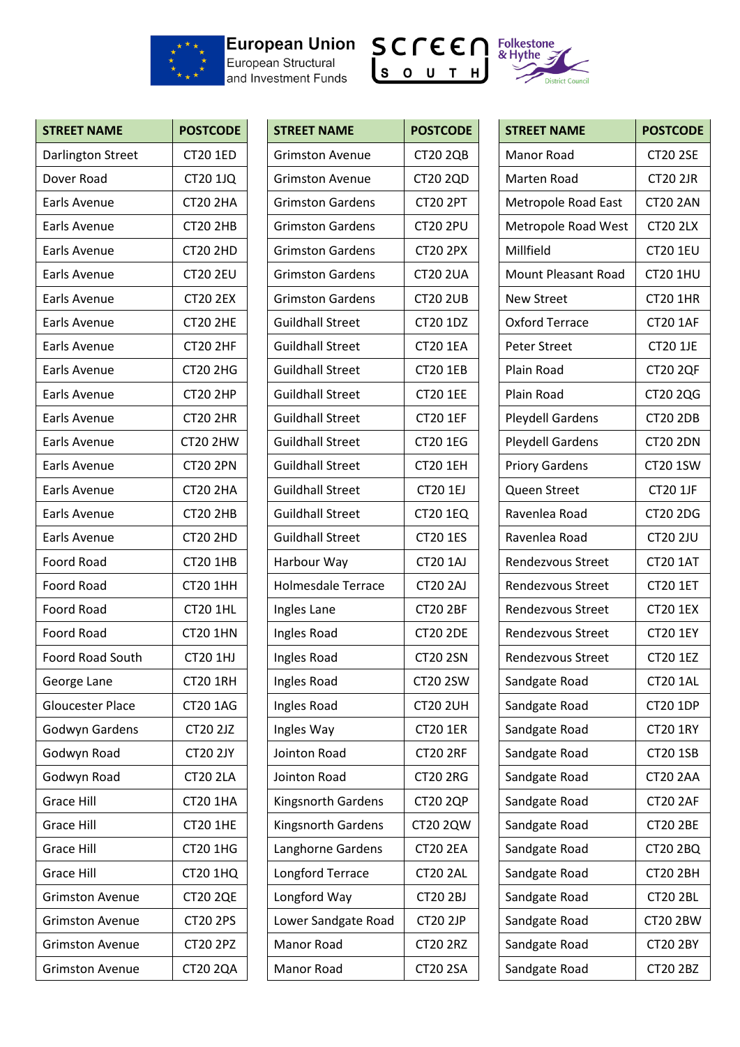European Union European Structural and Investment Funds | screen SOUTH | Folkestone & Hythe District Council

| STREET NAME | POSTCODE |
|---|---|
| Darlington Street | CT20 1ED |
| Dover Road | CT20 1JQ |
| Earls Avenue | CT20 2HA |
| Earls Avenue | CT20 2HB |
| Earls Avenue | CT20 2HD |
| Earls Avenue | CT20 2EU |
| Earls Avenue | CT20 2EX |
| Earls Avenue | CT20 2HE |
| Earls Avenue | CT20 2HF |
| Earls Avenue | CT20 2HG |
| Earls Avenue | CT20 2HP |
| Earls Avenue | CT20 2HR |
| Earls Avenue | CT20 2HW |
| Earls Avenue | CT20 2PN |
| Earls Avenue | CT20 2HA |
| Earls Avenue | CT20 2HB |
| Earls Avenue | CT20 2HD |
| Foord Road | CT20 1HB |
| Foord Road | CT20 1HH |
| Foord Road | CT20 1HL |
| Foord Road | CT20 1HN |
| Foord Road South | CT20 1HJ |
| George Lane | CT20 1RH |
| Gloucester Place | CT20 1AG |
| Godwyn Gardens | CT20 2JZ |
| Godwyn Road | CT20 2JY |
| Godwyn Road | CT20 2LA |
| Grace Hill | CT20 1HA |
| Grace Hill | CT20 1HE |
| Grace Hill | CT20 1HG |
| Grace Hill | CT20 1HQ |
| Grimston Avenue | CT20 2QE |
| Grimston Avenue | CT20 2PS |
| Grimston Avenue | CT20 2PZ |
| Grimston Avenue | CT20 2QA |
| Grimston Avenue | CT20 2QB |
| Grimston Avenue | CT20 2QD |
| Grimston Gardens | CT20 2PT |
| Grimston Gardens | CT20 2PU |
| Grimston Gardens | CT20 2PX |
| Grimston Gardens | CT20 2UA |
| Grimston Gardens | CT20 2UB |
| Guildhall Street | CT20 1DZ |
| Guildhall Street | CT20 1EA |
| Guildhall Street | CT20 1EB |
| Guildhall Street | CT20 1EE |
| Guildhall Street | CT20 1EF |
| Guildhall Street | CT20 1EG |
| Guildhall Street | CT20 1EH |
| Guildhall Street | CT20 1EJ |
| Guildhall Street | CT20 1EQ |
| Guildhall Street | CT20 1ES |
| Harbour Way | CT20 1AJ |
| Holmesdale Terrace | CT20 2AJ |
| Ingles Lane | CT20 2BF |
| Ingles Road | CT20 2DE |
| Ingles Road | CT20 2SN |
| Ingles Road | CT20 2SW |
| Ingles Road | CT20 2UH |
| Ingles Way | CT20 1ER |
| Jointon Road | CT20 2RF |
| Jointon Road | CT20 2RG |
| Kingsnorth Gardens | CT20 2QP |
| Kingsnorth Gardens | CT20 2QW |
| Langhorne Gardens | CT20 2EA |
| Longford Terrace | CT20 2AL |
| Longford Way | CT20 2BJ |
| Lower Sandgate Road | CT20 2JP |
| Manor Road | CT20 2RZ |
| Manor Road | CT20 2SA |
| Manor Road | CT20 2SE |
| Marten Road | CT20 2JR |
| Metropole Road East | CT20 2AN |
| Metropole Road West | CT20 2LX |
| Millfield | CT20 1EU |
| Mount Pleasant Road | CT20 1HU |
| New Street | CT20 1HR |
| Oxford Terrace | CT20 1AF |
| Peter Street | CT20 1JE |
| Plain Road | CT20 2QF |
| Plain Road | CT20 2QG |
| Pleydell Gardens | CT20 2DB |
| Pleydell Gardens | CT20 2DN |
| Priory Gardens | CT20 1SW |
| Queen Street | CT20 1JF |
| Ravenlea Road | CT20 2DG |
| Ravenlea Road | CT20 2JU |
| Rendezvous Street | CT20 1AT |
| Rendezvous Street | CT20 1ET |
| Rendezvous Street | CT20 1EX |
| Rendezvous Street | CT20 1EY |
| Rendezvous Street | CT20 1EZ |
| Sandgate Road | CT20 1AL |
| Sandgate Road | CT20 1DP |
| Sandgate Road | CT20 1RY |
| Sandgate Road | CT20 1SB |
| Sandgate Road | CT20 2AA |
| Sandgate Road | CT20 2AF |
| Sandgate Road | CT20 2BE |
| Sandgate Road | CT20 2BQ |
| Sandgate Road | CT20 2BH |
| Sandgate Road | CT20 2BL |
| Sandgate Road | CT20 2BW |
| Sandgate Road | CT20 2BY |
| Sandgate Road | CT20 2BZ |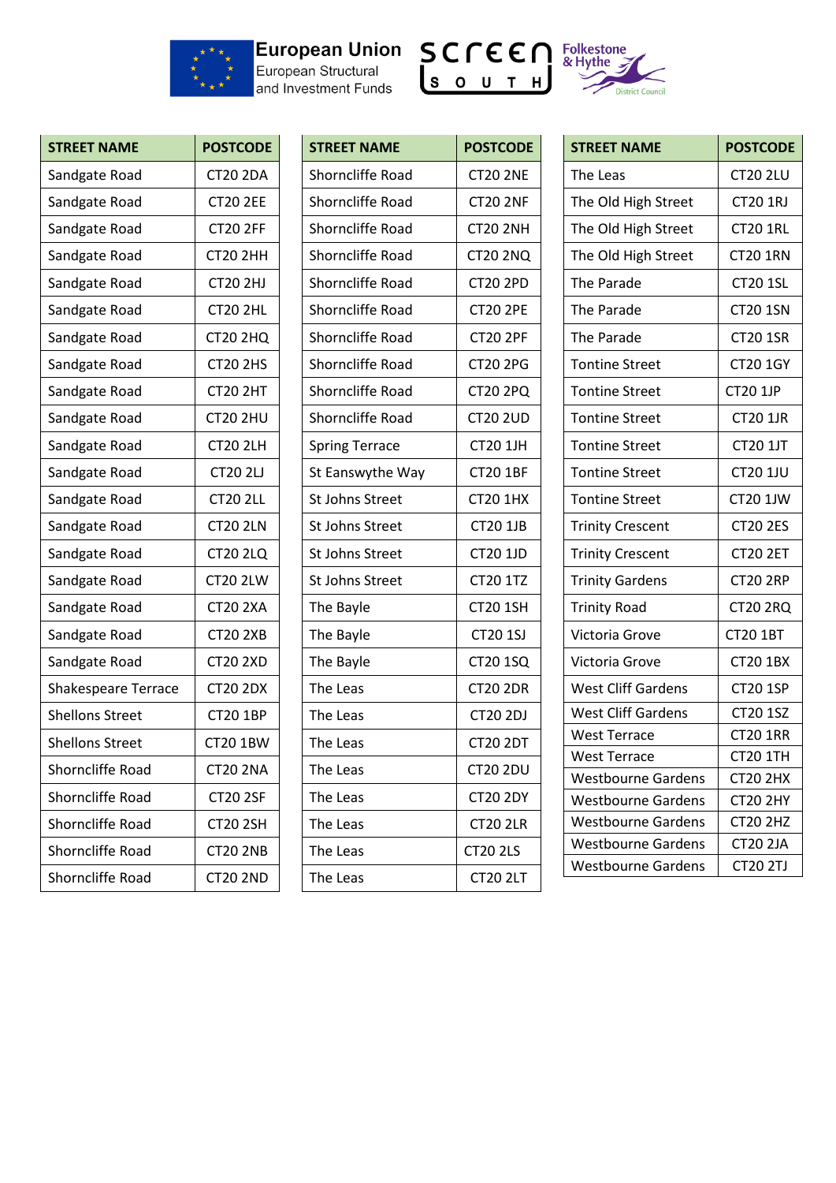European Union
European Structural
and Investment Funds

Screen South

Folkestone & Hythe District Council

| STREET NAME | POSTCODE |
| --- | --- |
| Sandgate Road | CT20 2DA |
| Sandgate Road | CT20 2EE |
| Sandgate Road | CT20 2FF |
| Sandgate Road | CT20 2HH |
| Sandgate Road | CT20 2HJ |
| Sandgate Road | CT20 2HL |
| Sandgate Road | CT20 2HQ |
| Sandgate Road | CT20 2HS |
| Sandgate Road | CT20 2HT |
| Sandgate Road | CT20 2HU |
| Sandgate Road | CT20 2LH |
| Sandgate Road | CT20 2LJ |
| Sandgate Road | CT20 2LL |
| Sandgate Road | CT20 2LN |
| Sandgate Road | CT20 2LQ |
| Sandgate Road | CT20 2LW |
| Sandgate Road | CT20 2XA |
| Sandgate Road | CT20 2XB |
| Sandgate Road | CT20 2XD |
| Shakespeare Terrace | CT20 2DX |
| Shellons Street | CT20 1BP |
| Shellons Street | CT20 1BW |
| Shorncliffe Road | CT20 2NA |
| Shorncliffe Road | CT20 2SF |
| Shorncliffe Road | CT20 2SH |
| Shorncliffe Road | CT20 2NB |
| Shorncliffe Road | CT20 2ND |

| STREET NAME | POSTCODE |
| --- | --- |
| Shorncliffe Road | CT20 2NE |
| Shorncliffe Road | CT20 2NF |
| Shorncliffe Road | CT20 2NH |
| Shorncliffe Road | CT20 2NQ |
| Shorncliffe Road | CT20 2PD |
| Shorncliffe Road | CT20 2PE |
| Shorncliffe Road | CT20 2PF |
| Shorncliffe Road | CT20 2PG |
| Shorncliffe Road | CT20 2PQ |
| Shorncliffe Road | CT20 2UD |
| Spring Terrace | CT20 1JH |
| St Eanswythe Way | CT20 1BF |
| St Johns Street | CT20 1HX |
| St Johns Street | CT20 1JB |
| St Johns Street | CT20 1JD |
| St Johns Street | CT20 1TZ |
| The Bayle | CT20 1SH |
| The Bayle | CT20 1SJ |
| The Bayle | CT20 1SQ |
| The Leas | CT20 2DR |
| The Leas | CT20 2DJ |
| The Leas | CT20 2DT |
| The Leas | CT20 2DU |
| The Leas | CT20 2DY |
| The Leas | CT20 2LR |
| The Leas | CT20 2LS |
| The Leas | CT20 2LT |

| STREET NAME | POSTCODE |
| --- | --- |
| The Leas | CT20 2LU |
| The Old High Street | CT20 1RJ |
| The Old High Street | CT20 1RL |
| The Old High Street | CT20 1RN |
| The Parade | CT20 1SL |
| The Parade | CT20 1SN |
| The Parade | CT20 1SR |
| Tontine Street | CT20 1GY |
| Tontine Street | CT20 1JP |
| Tontine Street | CT20 1JR |
| Tontine Street | CT20 1JT |
| Tontine Street | CT20 1JU |
| Tontine Street | CT20 1JW |
| Trinity Crescent | CT20 2ES |
| Trinity Crescent | CT20 2ET |
| Trinity Gardens | CT20 2RP |
| Trinity Road | CT20 2RQ |
| Victoria Grove | CT20 1BT |
| Victoria Grove | CT20 1BX |
| West Cliff Gardens | CT20 1SP |
| West Cliff Gardens | CT20 1SZ |
| West Terrace | CT20 1RR |
| West Terrace | CT20 1TH |
| Westbourne Gardens | CT20 2HX |
| Westbourne Gardens | CT20 2HY |
| Westbourne Gardens | CT20 2HZ |
| Westbourne Gardens | CT20 2JA |
| Westbourne Gardens | CT20 2TJ |